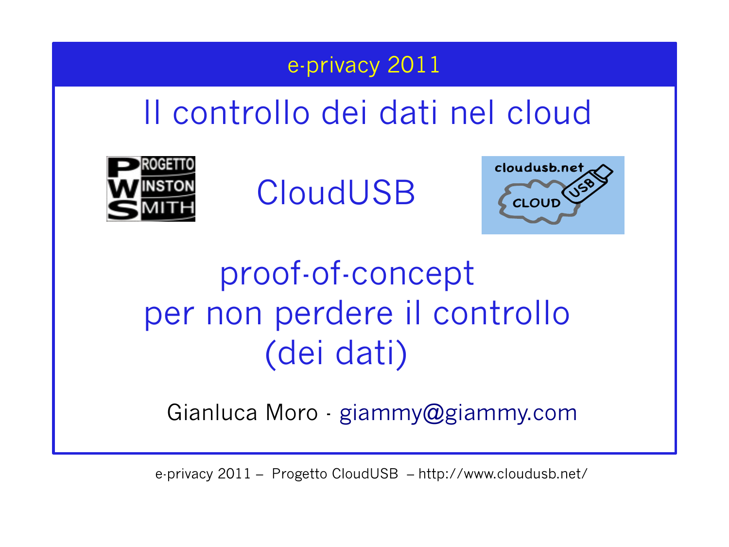e-privacy 2011

# Il controllo dei dati nel cloud

## CloudUSB

proof-of-concept
per non perdere il controllo
(dei dati)

Gianluca Moro - giammy@giammy.com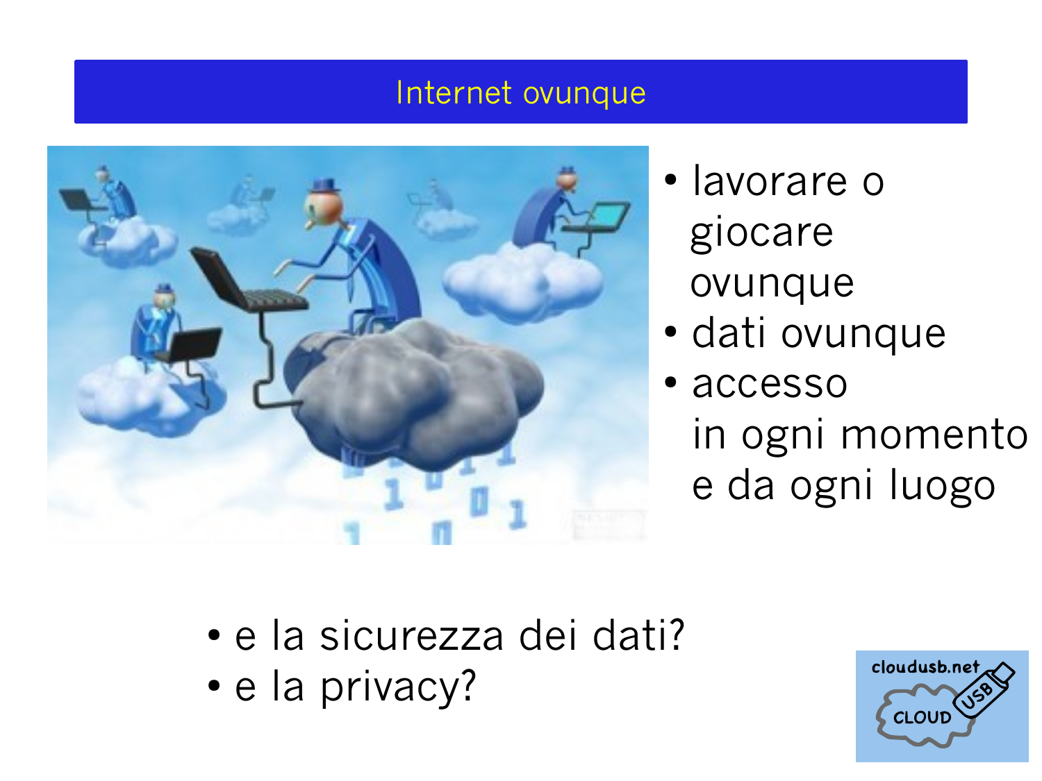# Internet ovunque

- lavorare o giocare ovunque
- dati ovunque
- accesso in ogni momento e da ogni luogo

- e la sicurezza dei dati?
- e la privacy?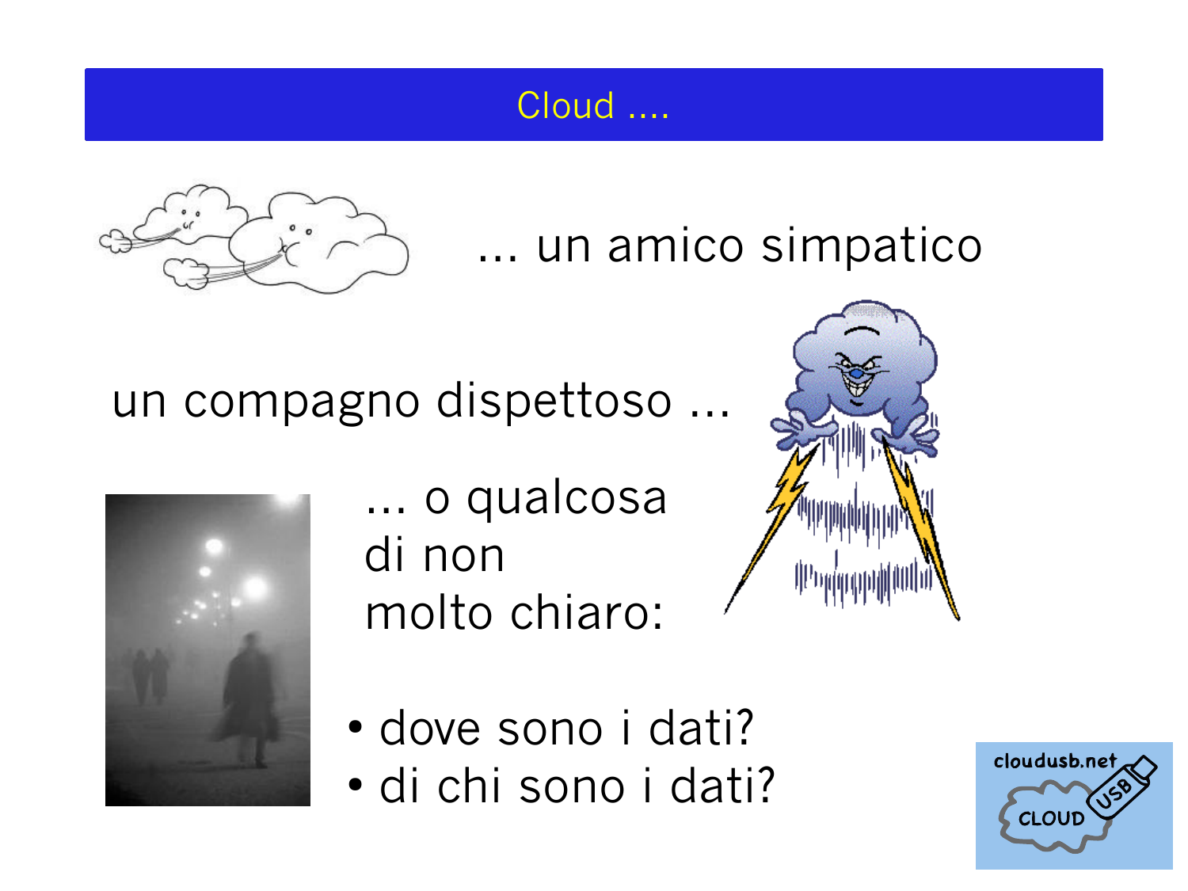# Cloud ....

... un amico simpatico

un compagno dispettoso ...

... o qualcosa
di non
molto chiaro:

- dove sono i dati?
- di chi sono i dati?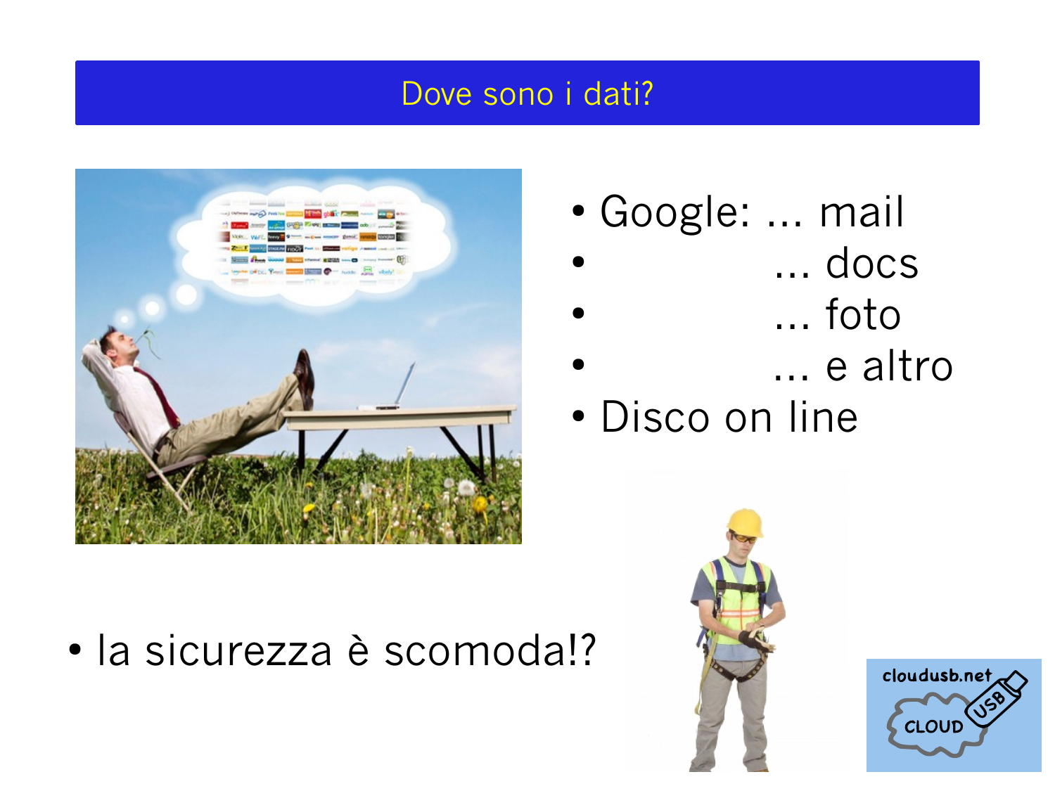# Dove sono i dati?

- Google: ... mail
- ... docs
- ... foto
- ... e altro
- Disco on line

- la sicurezza è scomoda!?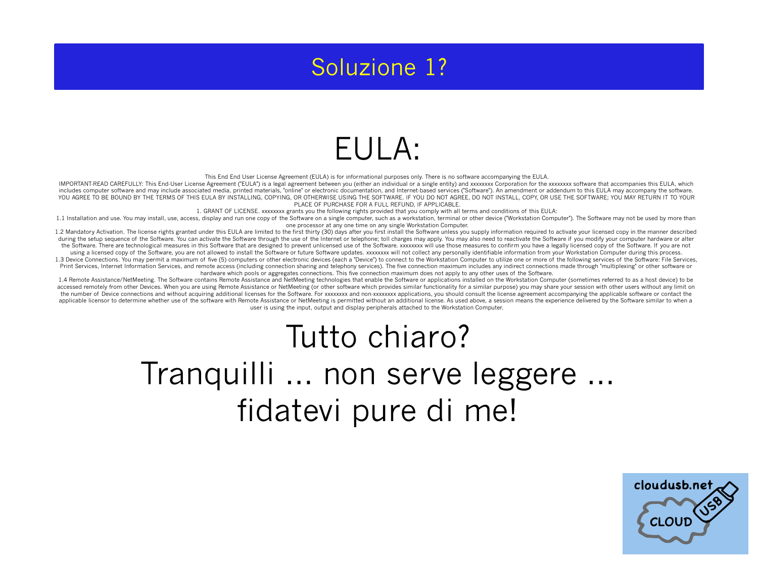# Soluzione 1?

## EULA:

This End End User License Agreement (EULA) is for informational purposes only. There is no software accompanying the EULA.

IMPORTANT-READ CAREFULLY: This End-User License Agreement ("EULA") is a legal agreement between you (either an individual or a single entity) and xxxxxxxx Corporation for the xxxxxxxx software that accompanies this EULA, which includes computer software and may include associated media, printed materials, "online" or electronic documentation, and Internet-based services ("Software"). An amendment or addendum to this EULA may accompany the software. YOU AGREE TO BE BOUND BY THE TERMS OF THIS EULA BY INSTALLING, COPYING, OR OTHERWISE USING THE SOFTWARE. IF YOU DO NOT AGREE, DO NOT INSTALL, COPY, OR USE THE SOFTWARE; YOU MAY RETURN IT TO YOUR PLACE OF PURCHASE FOR A FULL REFUND, IF APPLICABLE.

1. GRANT OF LICENSE. xxxxxxxx grants you the following rights provided that you comply with all terms and conditions of this EULA:

1.1 Installation and use. You may install, use, access, display and run one copy of the Software on a single computer, such as a workstation, terminal or other device ("Workstation Computer"). The Software may not be used by more than one processor at any one time on any single Workstation Computer.

1.2 Mandatory Activation. The license rights granted under this EULA are limited to the first thirty (30) days after you first install the Software unless you supply information required to activate your licensed copy in the manner described during the setup sequence of the Software. You can activate the Software through the use of the Internet or telephone; toll charges may apply. You may also need to reactivate the Software if you modify your computer hardware or alter the Software. There are technological measures in this Software that are designed to prevent unlicensed use of the Software. xxxxxxxx will use those measures to confirm you have a legally licensed copy of the Software. If you are not using a licensed copy of the Software, you are not allowed to install the Software or future Software updates. xxxxxxxx will not collect any personally identifiable information from your Workstation Computer during this process.

1.3 Device Connections. You may permit a maximum of five (5) computers or other electronic devices (each a "Device") to connect to the Workstation Computer to utilize one or more of the following services of the Software: File Services, Print Services, Internet Information Services, and remote access (including connection sharing and telephony services). The five connection maximum includes any indirect connections made through "multiplexing" or other software or hardware which pools or aggregates connections. This five connection maximum does not apply to any other uses of the Software.

1.4 Remote Assistance/NetMeeting. The Software contains Remote Assistance and NetMeeting technologies that enable the Software or applications installed on the Workstation Computer (sometimes referred to as a host device) to be accessed remotely from other Devices. When you are using Remote Assistance or NetMeeting (or other software which provides similar functionality for a similar purpose) you may share your session with other users without any limit on the number of Device connections and without acquiring additional licenses for the Software. For xxxxxxxx and non-xxxxxxxx applications, you should consult the license agreement accompanying the applicable software or contact the applicable licensor to determine whether use of the software with Remote Assistance or NetMeeting is permitted without an additional license. As used above, a session means the experience delivered by the Software similar to when a user is using the input, output and display peripherals attached to the Workstation Computer.

Tutto chiaro?
Tranquilli ... non serve leggere ...
fidatevi pure di me!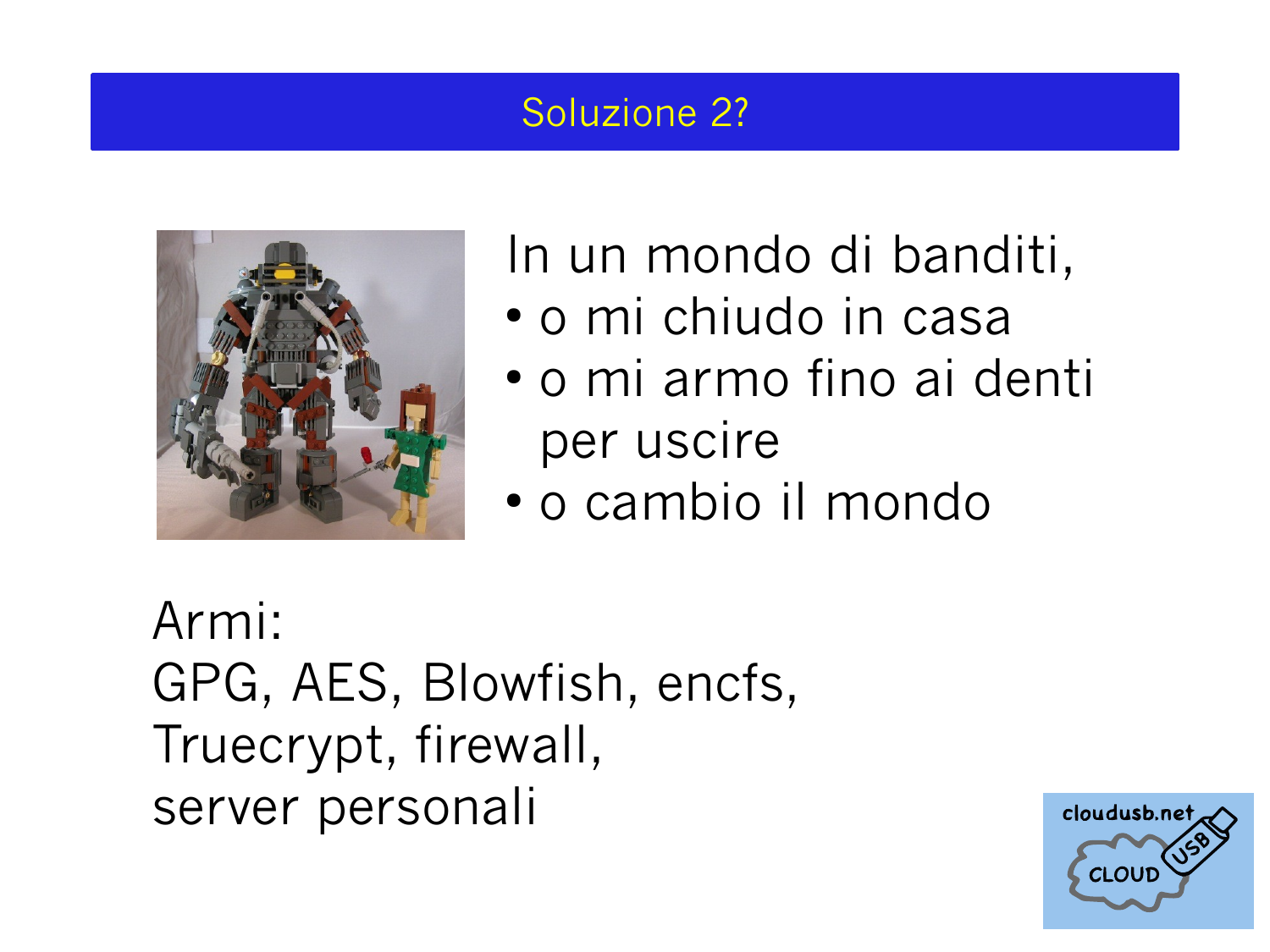# Soluzione 2?

In un mondo di banditi,

- o mi chiudo in casa
- o mi armo fino ai denti per uscire
- o cambio il mondo

Armi:
GPG, AES, Blowfish, encfs,
Truecrypt, firewall,
server personali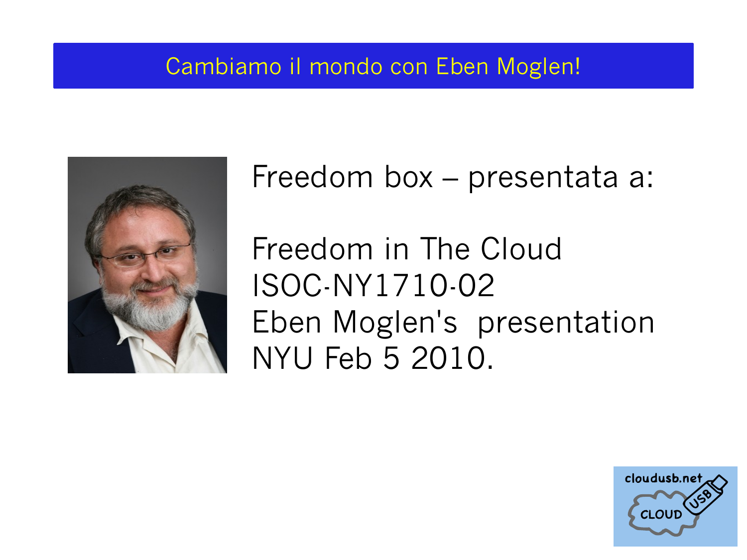# Cambiamo il mondo con Eben Moglen!

Freedom box – presentata a:

Freedom in The Cloud
ISOC-NY1710-02
Eben Moglen's presentation
NYU Feb 5 2010.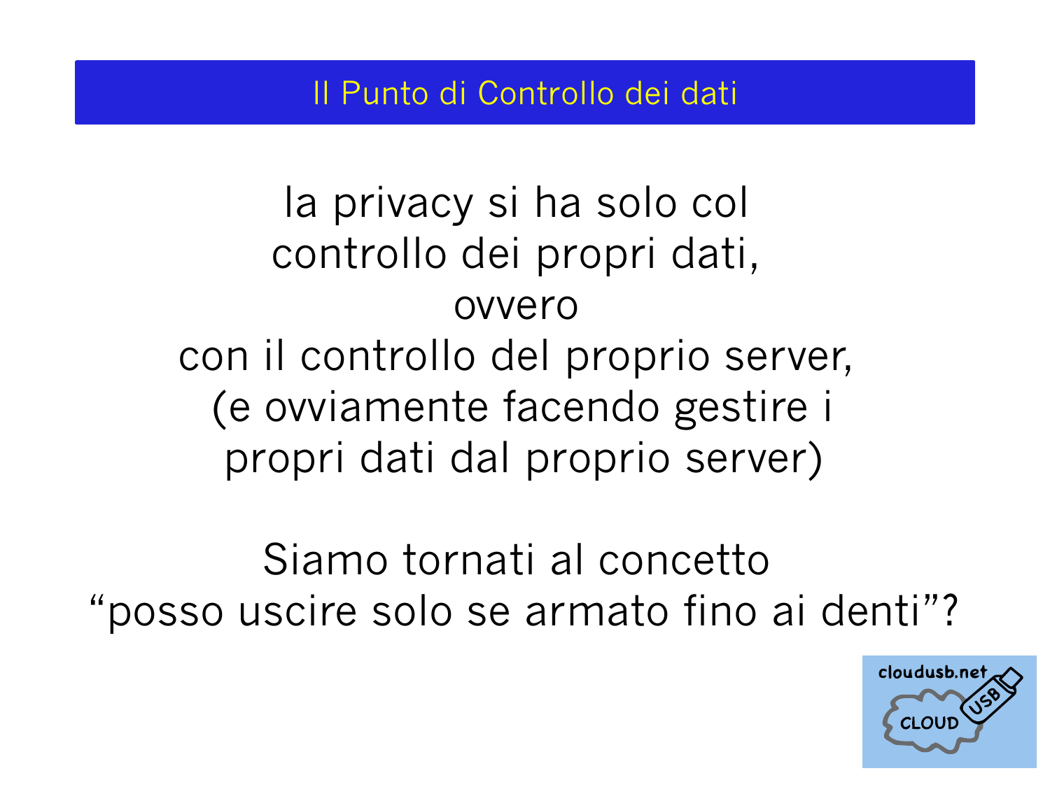# Il Punto di Controllo dei dati

la privacy si ha solo col
controllo dei propri dati,
ovvero
con il controllo del proprio server,
(e ovviamente facendo gestire i
propri dati dal proprio server)

Siamo tornati al concetto
“posso uscire solo se armato fino ai denti”?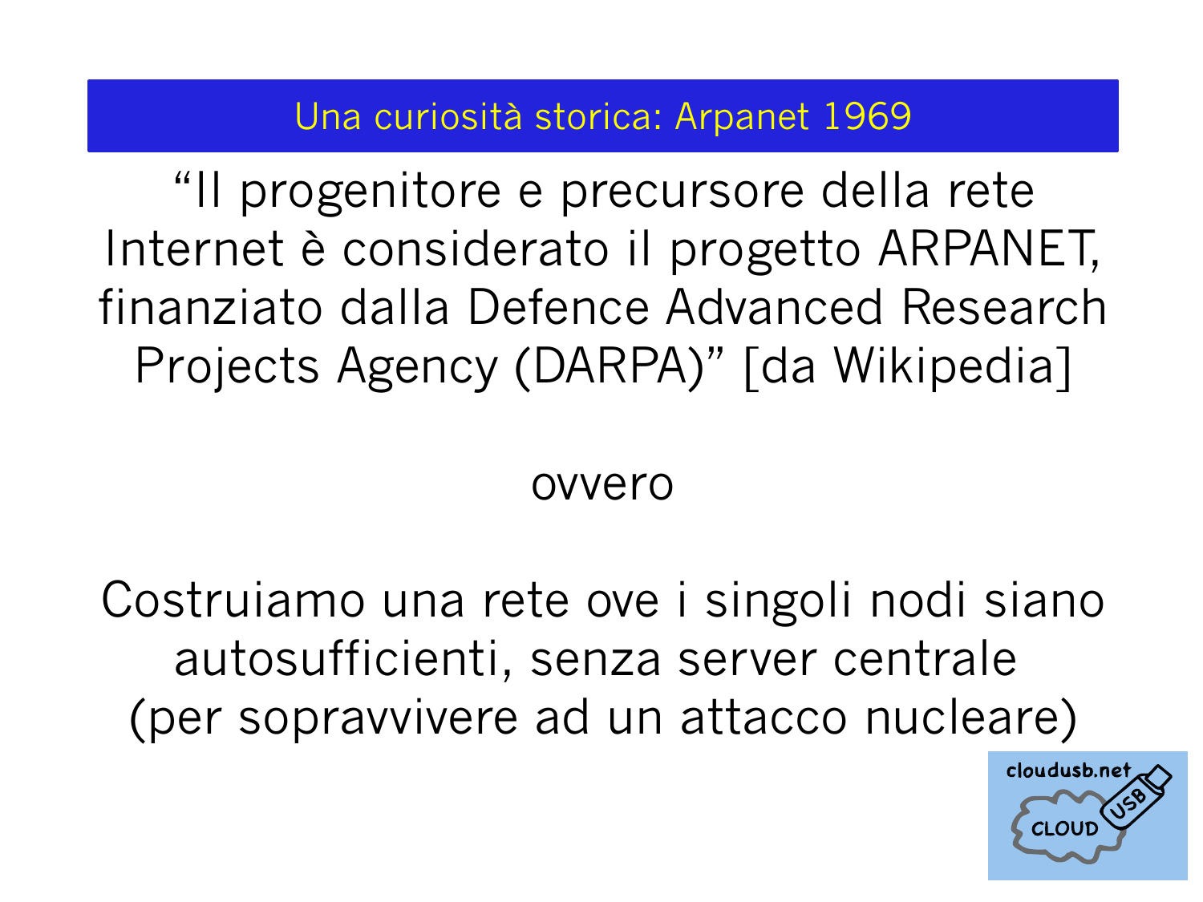## Una curiosità storica: Arpanet 1969

"Il progenitore e precursore della rete Internet è considerato il progetto ARPANET, finanziato dalla Defence Advanced Research Projects Agency (DARPA)" [da Wikipedia]

ovvero

Costruiamo una rete ove i singoli nodi siano autosufficienti, senza server centrale (per sopravvivere ad un attacco nucleare)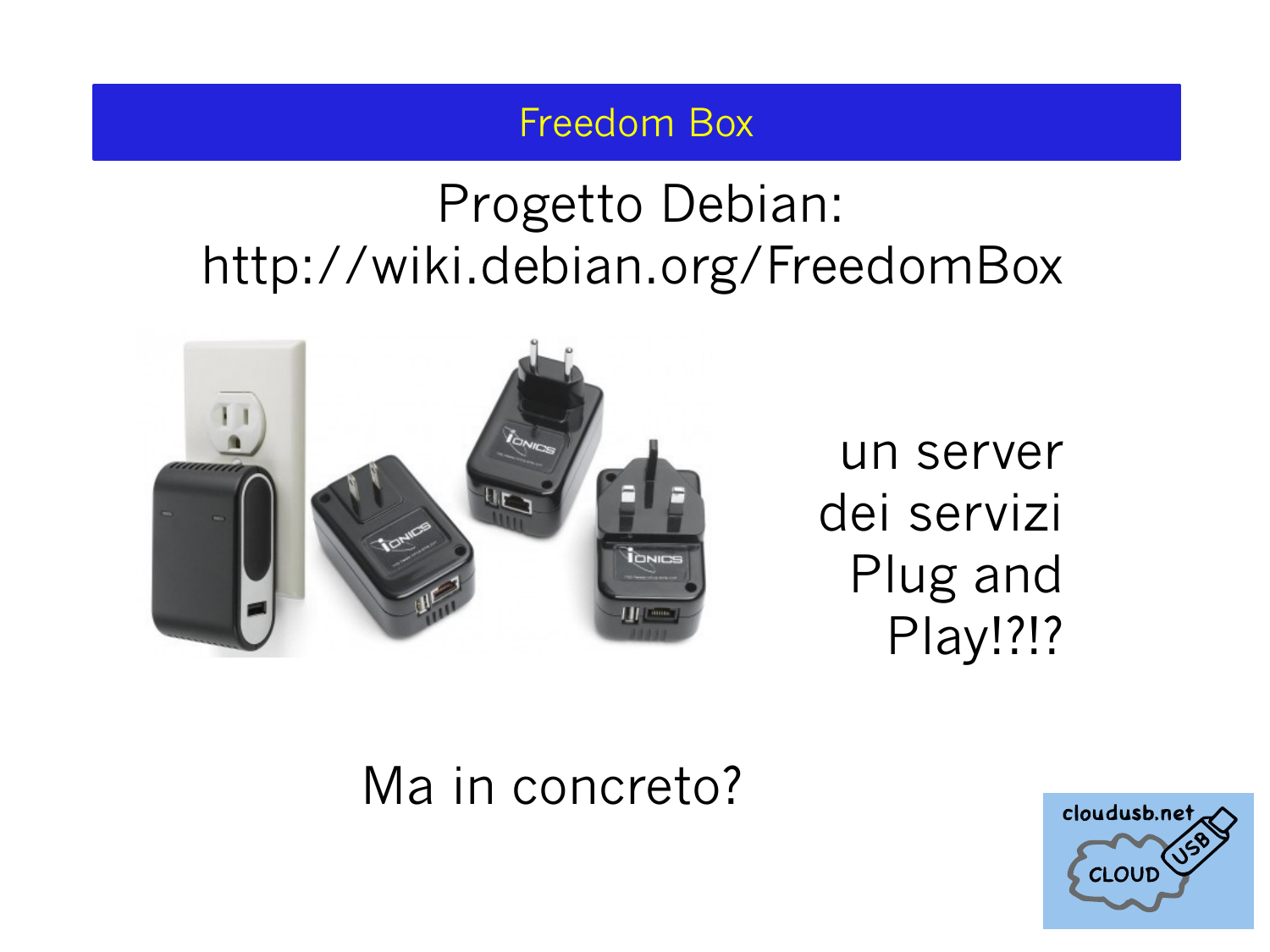# Freedom Box

Progetto Debian:
http://wiki.debian.org/FreedomBox

un server
dei servizi
Plug and
Play!?!?

Ma in concreto?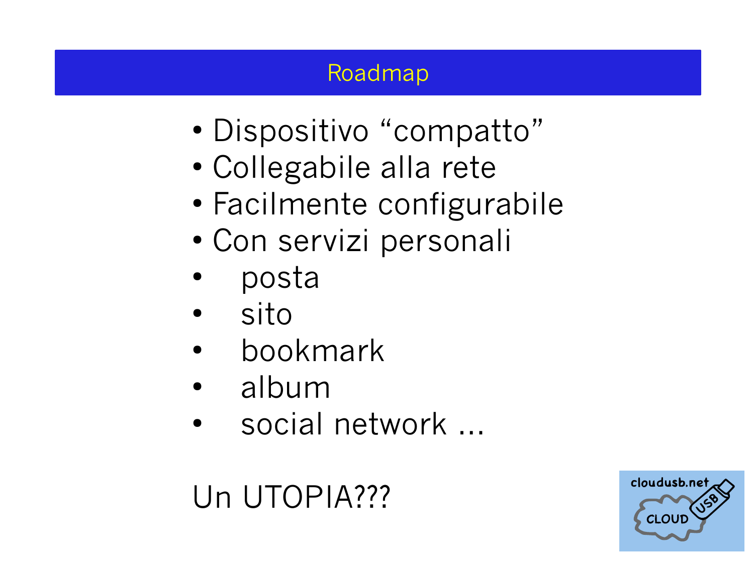# Roadmap

- Dispositivo “compatto”
- Collegabile alla rete
- Facilmente configurabile
- Con servizi personali
  - posta
  - sito
  - bookmark
  - album
  - social network ...

Un UTOPIA???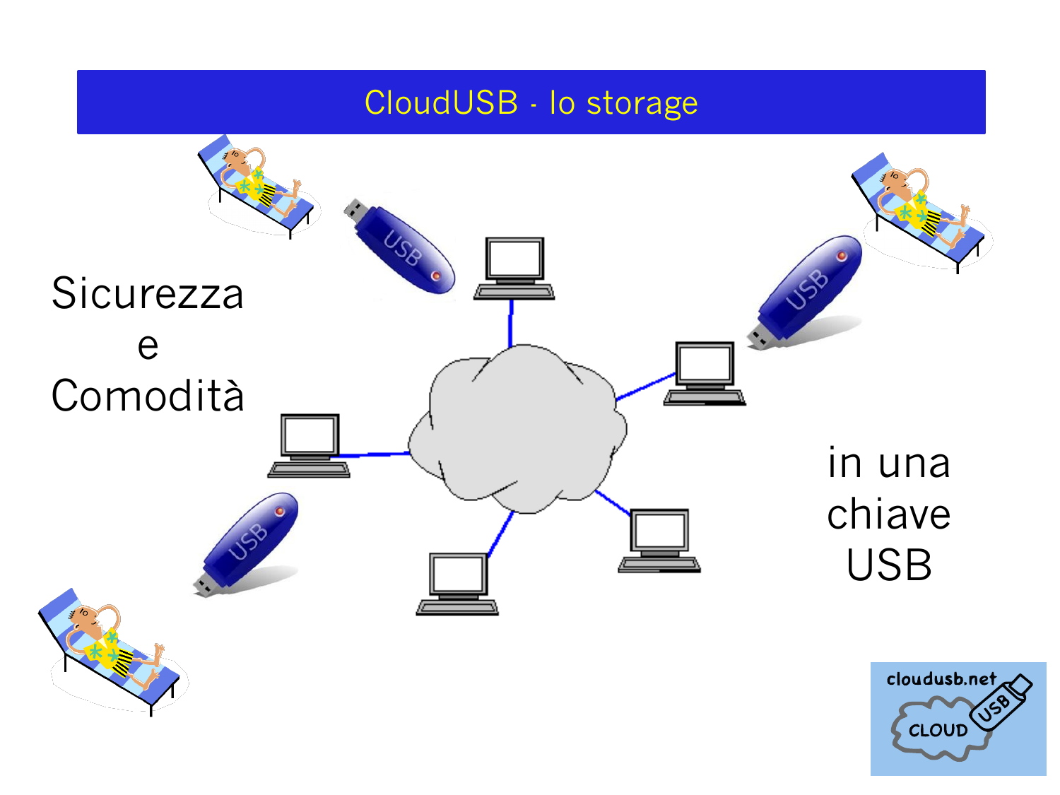# CloudUSB - lo storage

Sicurezza
e
Comodità

in una
chiave
USB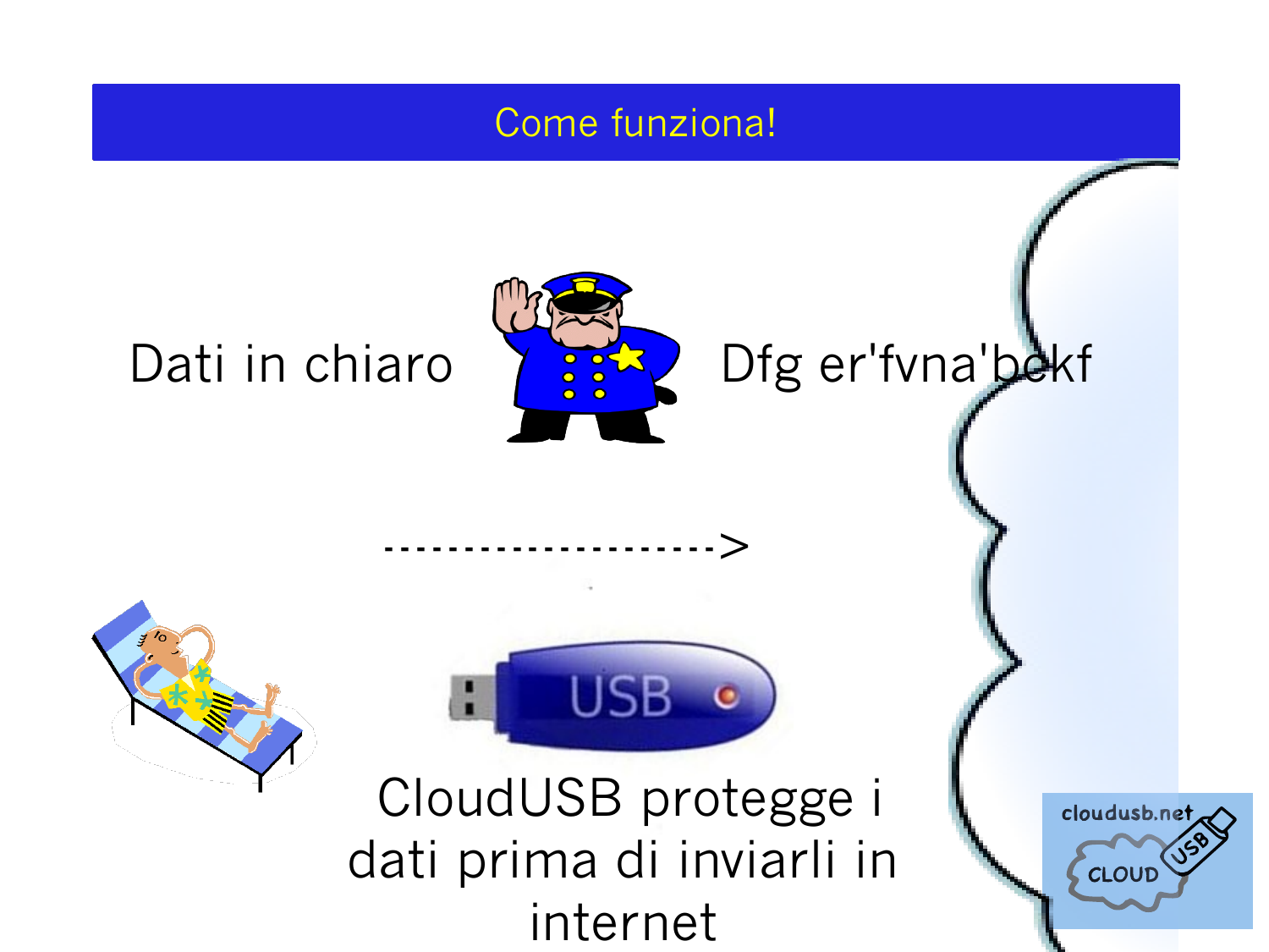# Come funziona!

Dati in chiaro Dfg er'fvna'bekf

-------------------->

CloudUSB protegge i dati prima di inviarli in internet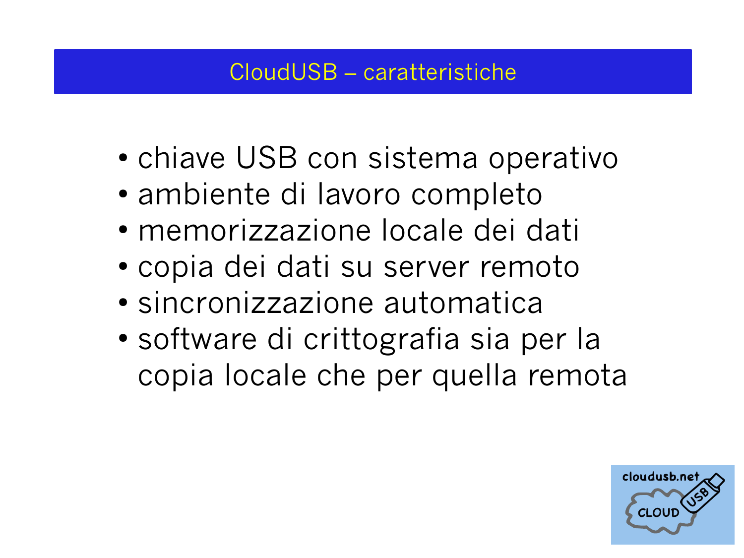# CloudUSB – caratteristiche

- chiave USB con sistema operativo
- ambiente di lavoro completo
- memorizzazione locale dei dati
- copia dei dati su server remoto
- sincronizzazione automatica
- software di crittografia sia per la copia locale che per quella remota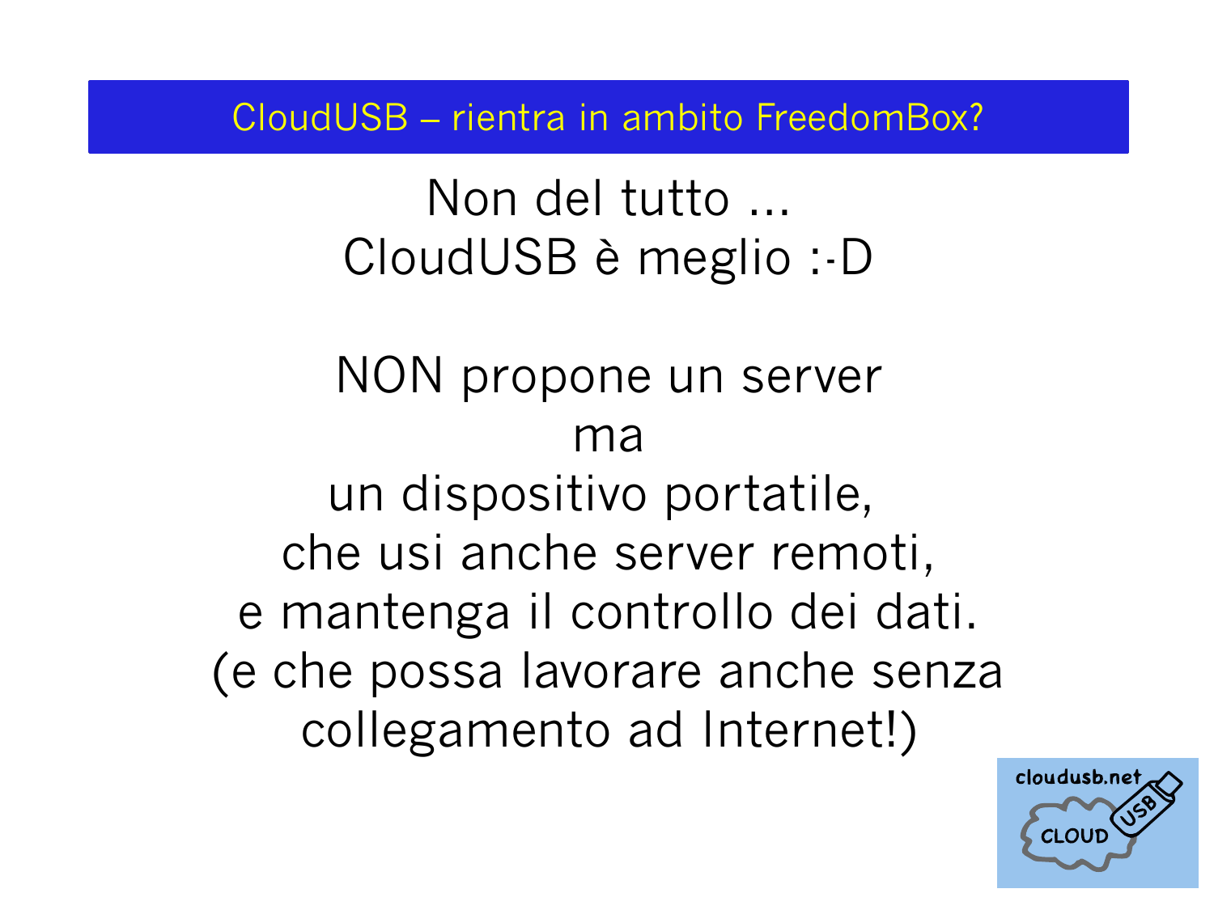## CloudUSB – rientra in ambito FreedomBox?

Non del tutto ...
CloudUSB è meglio :-D

NON propone un server
ma
un dispositivo portatile,
che usi anche server remoti,
e mantenga il controllo dei dati.
(e che possa lavorare anche senza collegamento ad Internet!)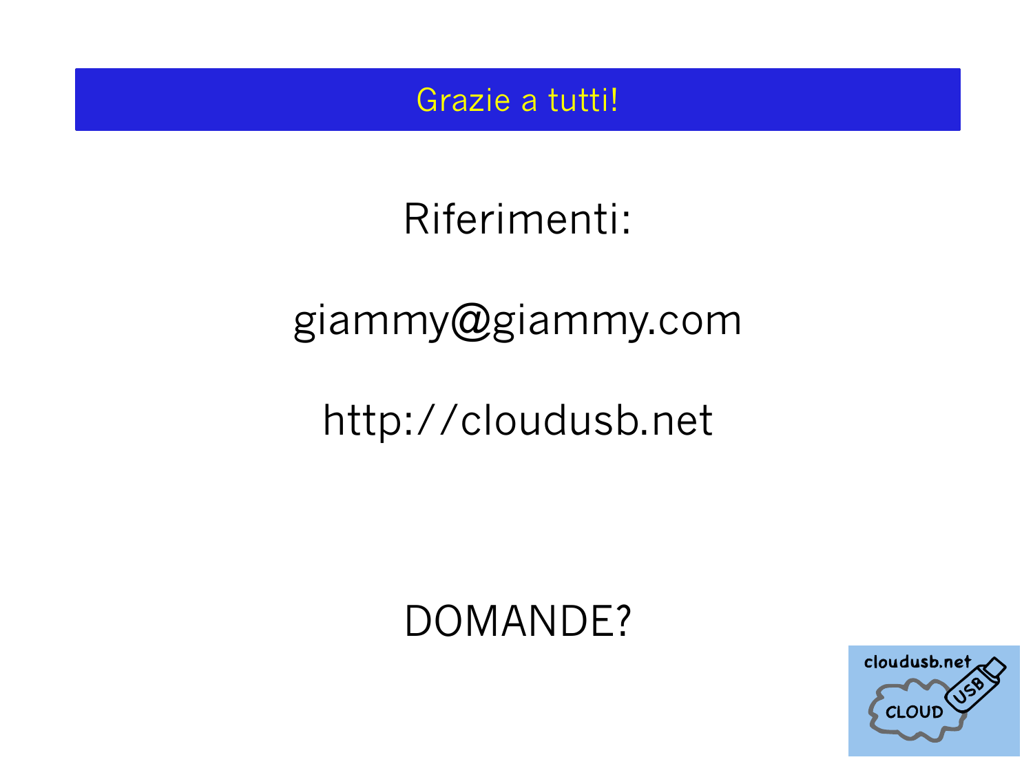# Grazie a tutti!

Riferimenti:

giammy@giammy.com

http://cloudusb.net

DOMANDE?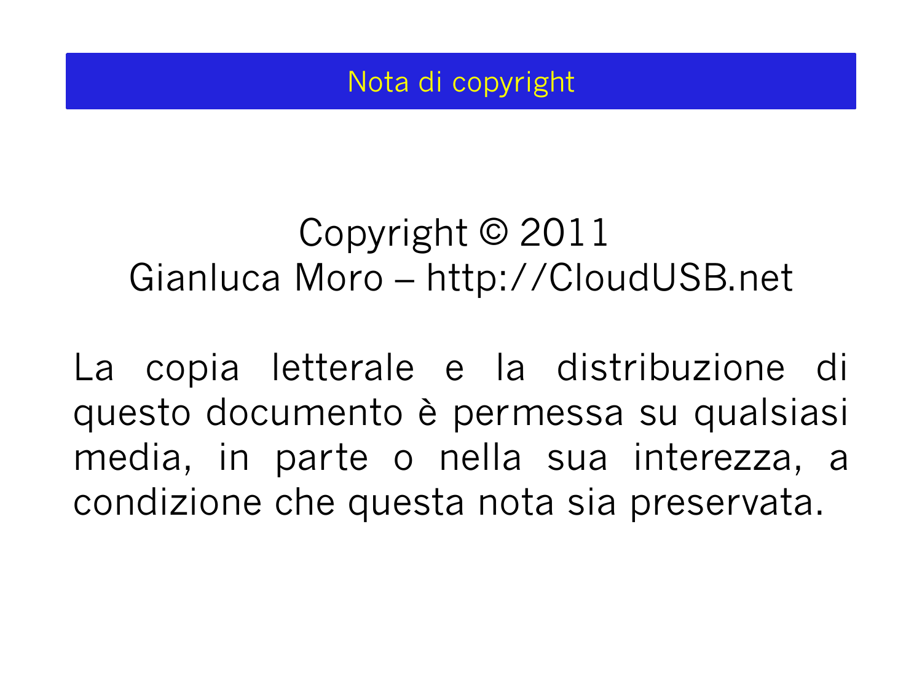# Nota di copyright

Copyright © 2011
Gianluca Moro – http://CloudUSB.net

La copia letterale e la distribuzione di questo documento è permessa su qualsiasi media, in parte o nella sua interezza, a condizione che questa nota sia preservata.